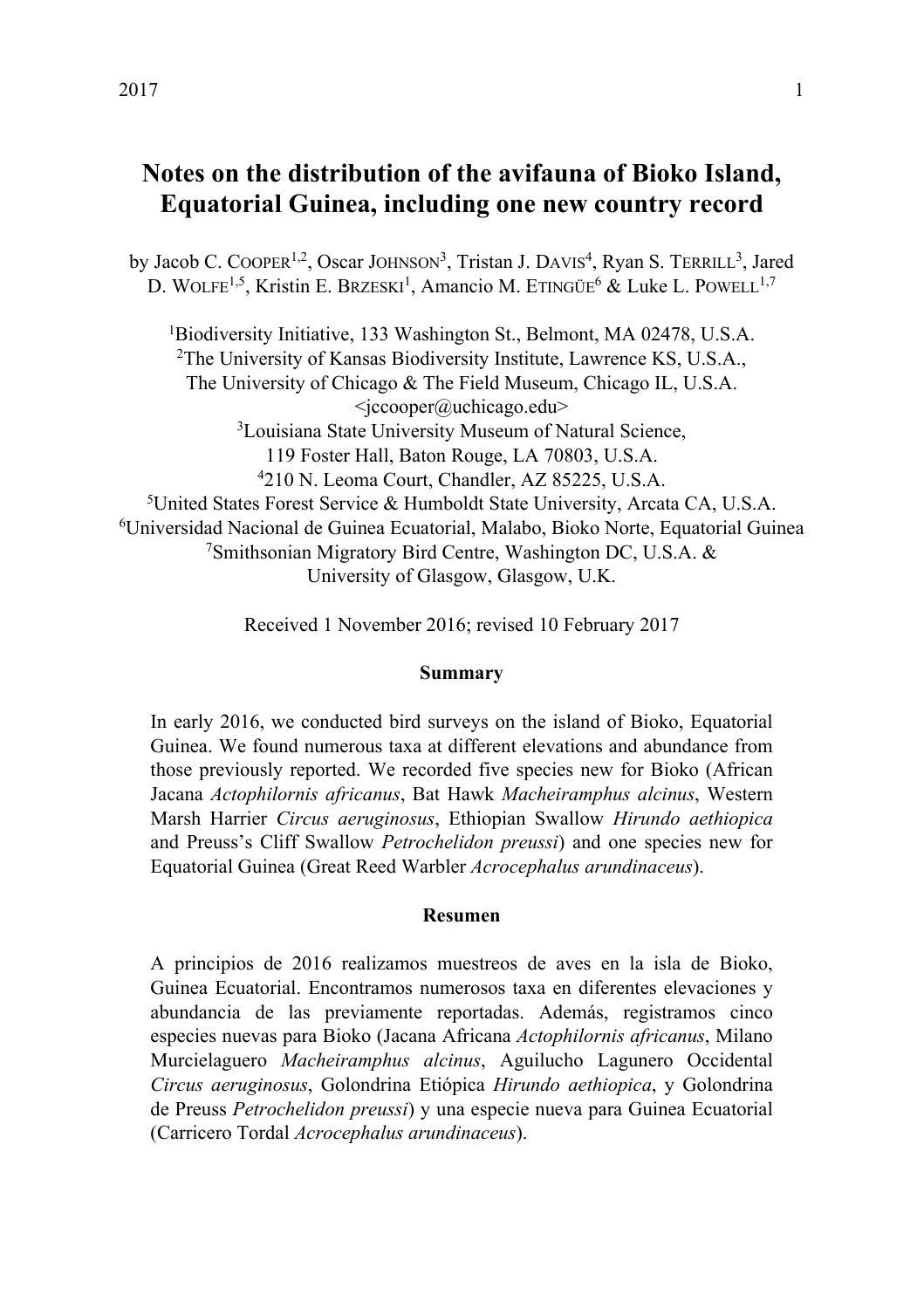# Notes on the distribution of the avifauna of Bioko Island, Equatorial Guinea, including one new country record

by Jacob C. COOPER[1,2], Oscar JOHNSON[3], Tristan J. DAVIS[4], Ryan S. TERRILL[3], Jared D. WOLFE[1,5], Kristin E. BRZESKI[1], Amancio M. ETINGÜE[6] & Luke L. POWELL[1,7]

[1]Biodiversity Initiative, 133 Washington St., Belmont, MA 02478, U.S.A.
[2]The University of Kansas Biodiversity Institute, Lawrence KS, U.S.A., The University of Chicago & The Field Museum, Chicago IL, U.S.A. <jccooper@uchicago.edu>
[3]Louisiana State University Museum of Natural Science, 119 Foster Hall, Baton Rouge, LA 70803, U.S.A.
[4]210 N. Leoma Court, Chandler, AZ 85225, U.S.A.
[5]United States Forest Service & Humboldt State University, Arcata CA, U.S.A.
[6]Universidad Nacional de Guinea Ecuatorial, Malabo, Bioko Norte, Equatorial Guinea
[7]Smithsonian Migratory Bird Centre, Washington DC, U.S.A. & University of Glasgow, Glasgow, U.K.

Received 1 November 2016; revised 10 February 2017

### Summary

In early 2016, we conducted bird surveys on the island of Bioko, Equatorial Guinea. We found numerous taxa at different elevations and abundance from those previously reported. We recorded five species new for Bioko (African Jacana *Actophilornis africanus*, Bat Hawk *Macheiramphus alcinus*, Western Marsh Harrier *Circus aeruginosus*, Ethiopian Swallow *Hirundo aethiopica* and Preuss's Cliff Swallow *Petrochelidon preussi*) and one species new for Equatorial Guinea (Great Reed Warbler *Acrocephalus arundinaceus*).

### Resumen

A principios de 2016 realizamos muestreos de aves en la isla de Bioko, Guinea Ecuatorial. Encontramos numerosos taxa en diferentes elevaciones y abundancia de las previamente reportadas. Además, registramos cinco especies nuevas para Bioko (Jacana Africana *Actophilornis africanus*, Milano Murcielaguero *Macheiramphus alcinus*, Aguilucho Lagunero Occidental *Circus aeruginosus*, Golondrina Etiópica *Hirundo aethiopica*, y Golondrina de Preuss *Petrochelidon preussi*) y una especie nueva para Guinea Ecuatorial (Carricero Tordal *Acrocephalus arundinaceus*).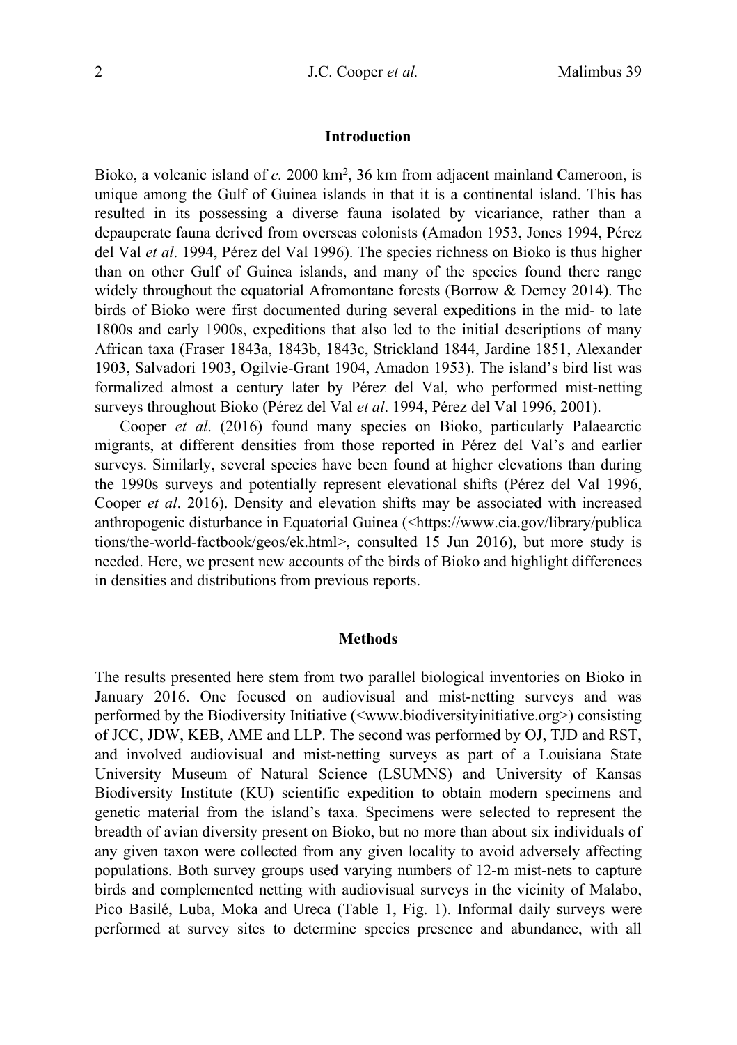## Introduction

Bioko, a volcanic island of *c.* 2000 km$^2$, 36 km from adjacent mainland Cameroon, is unique among the Gulf of Guinea islands in that it is a continental island. This has resulted in its possessing a diverse fauna isolated by vicariance, rather than a depauperate fauna derived from overseas colonists (Amadon 1953, Jones 1994, Pérez del Val *et al*. 1994, Pérez del Val 1996). The species richness on Bioko is thus higher than on other Gulf of Guinea islands, and many of the species found there range widely throughout the equatorial Afromontane forests (Borrow & Demey 2014). The birds of Bioko were first documented during several expeditions in the mid- to late 1800s and early 1900s, expeditions that also led to the initial descriptions of many African taxa (Fraser 1843a, 1843b, 1843c, Strickland 1844, Jardine 1851, Alexander 1903, Salvadori 1903, Ogilvie-Grant 1904, Amadon 1953). The island's bird list was formalized almost a century later by Pérez del Val, who performed mist-netting surveys throughout Bioko (Pérez del Val *et al*. 1994, Pérez del Val 1996, 2001).

Cooper *et al*. (2016) found many species on Bioko, particularly Palaearctic migrants, at different densities from those reported in Pérez del Val's and earlier surveys. Similarly, several species have been found at higher elevations than during the 1990s surveys and potentially represent elevational shifts (Pérez del Val 1996, Cooper *et al*. 2016). Density and elevation shifts may be associated with increased anthropogenic disturbance in Equatorial Guinea (<https://www.cia.gov/library/publications/the-world-factbook/geos/ek.html>, consulted 15 Jun 2016), but more study is needed. Here, we present new accounts of the birds of Bioko and highlight differences in densities and distributions from previous reports.

## Methods

The results presented here stem from two parallel biological inventories on Bioko in January 2016. One focused on audiovisual and mist-netting surveys and was performed by the Biodiversity Initiative (<www.biodiversityinitiative.org>) consisting of JCC, JDW, KEB, AME and LLP. The second was performed by OJ, TJD and RST, and involved audiovisual and mist-netting surveys as part of a Louisiana State University Museum of Natural Science (LSUMNS) and University of Kansas Biodiversity Institute (KU) scientific expedition to obtain modern specimens and genetic material from the island's taxa. Specimens were selected to represent the breadth of avian diversity present on Bioko, but no more than about six individuals of any given taxon were collected from any given locality to avoid adversely affecting populations. Both survey groups used varying numbers of 12-m mist-nets to capture birds and complemented netting with audiovisual surveys in the vicinity of Malabo, Pico Basilé, Luba, Moka and Ureca (Table 1, Fig. 1). Informal daily surveys were performed at survey sites to determine species presence and abundance, with all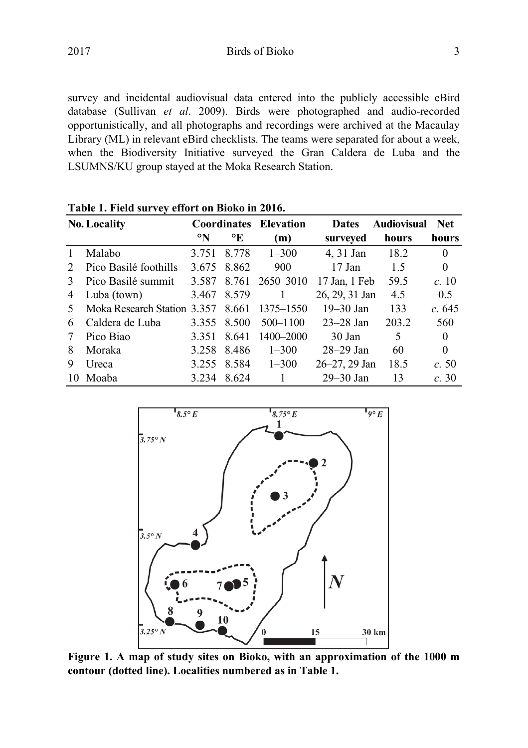survey and incidental audiovisual data entered into the publicly accessible eBird database (Sullivan *et al*. 2009). Birds were photographed and audio-recorded opportunistically, and all photographs and recordings were archived at the Macaulay Library (ML) in relevant eBird checklists. The teams were separated for about a week, when the Biodiversity Initiative surveyed the Gran Caldera de Luba and the LSUMNS/KU group stayed at the Moka Research Station.

**Table 1. Field survey effort on Bioko in 2016.**

| No. | Locality | Coordinates °N | Coordinates °E | Elevation (m) | Dates surveyed | Audiovisual hours | Net hours |
|---|---|---|---|---|---|---|---|
| 1 | Malabo | 3.751 | 8.778 | 1–300 | 4, 31 Jan | 18.2 | 0 |
| 2 | Pico Basilé foothills | 3.675 | 8.862 | 900 | 17 Jan | 1.5 | 0 |
| 3 | Pico Basilé summit | 3.587 | 8.761 | 2650–3010 | 17 Jan, 1 Feb | 59.5 | *c.* 10 |
| 4 | Luba (town) | 3.467 | 8.579 | 1 | 26, 29, 31 Jan | 4.5 | 0.5 |
| 5 | Moka Research Station | 3.357 | 8.661 | 1375–1550 | 19–30 Jan | 133 | *c.* 645 |
| 6 | Caldera de Luba | 3.355 | 8.500 | 500–1100 | 23–28 Jan | 203.2 | 560 |
| 7 | Pico Biao | 3.351 | 8.641 | 1400–2000 | 30 Jan | 5 | 0 |
| 8 | Moraka | 3.258 | 8.486 | 1–300 | 28–29 Jan | 60 | 0 |
| 9 | Ureca | 3.255 | 8.584 | 1–300 | 26–27, 29 Jan | 18.5 | *c.* 50 |
| 10 | Moaba | 3.234 | 8.624 | 1 | 29–30 Jan | 13 | *c.* 30 |

**Figure 1. A map of study sites on Bioko, with an approximation of the 1000 m contour (dotted line). Localities numbered as in Table 1.**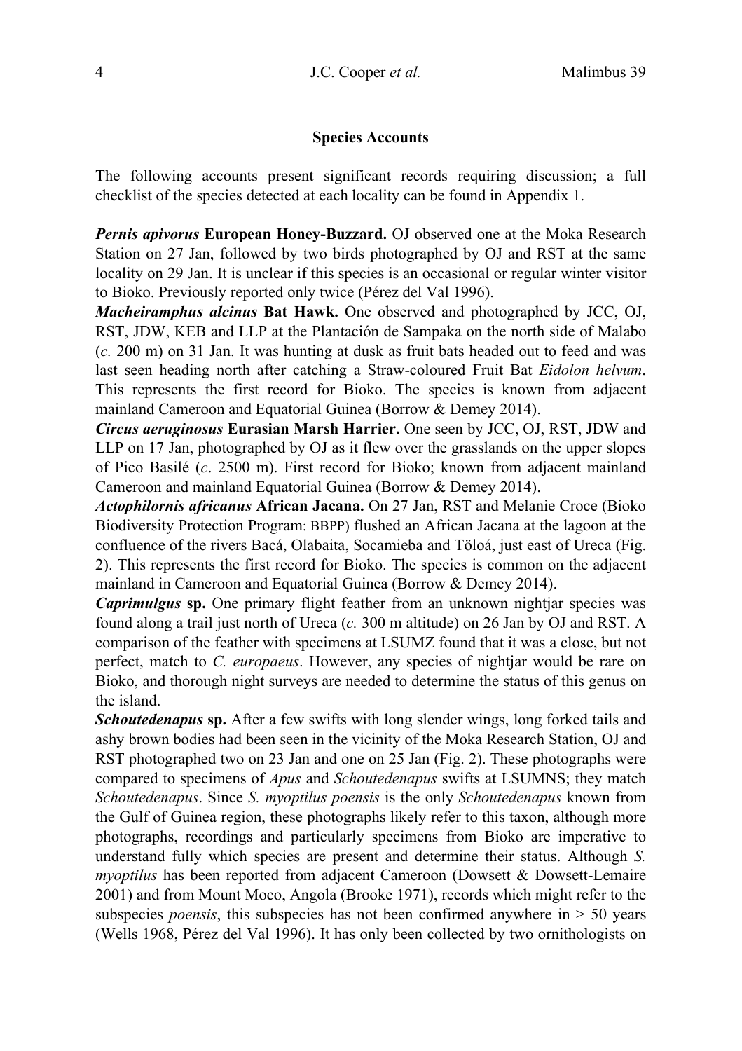### Species Accounts

The following accounts present significant records requiring discussion; a full checklist of the species detected at each locality can be found in Appendix 1.

***Pernis apivorus* European Honey-Buzzard.** OJ observed one at the Moka Research Station on 27 Jan, followed by two birds photographed by OJ and RST at the same locality on 29 Jan. It is unclear if this species is an occasional or regular winter visitor to Bioko. Previously reported only twice (Pérez del Val 1996).

***Macheiramphus alcinus* Bat Hawk.** One observed and photographed by JCC, OJ, RST, JDW, KEB and LLP at the Plantación de Sampaka on the north side of Malabo (*c.* 200 m) on 31 Jan. It was hunting at dusk as fruit bats headed out to feed and was last seen heading north after catching a Straw-coloured Fruit Bat *Eidolon helvum*. This represents the first record for Bioko. The species is known from adjacent mainland Cameroon and Equatorial Guinea (Borrow & Demey 2014).

***Circus aeruginosus* Eurasian Marsh Harrier.** One seen by JCC, OJ, RST, JDW and LLP on 17 Jan, photographed by OJ as it flew over the grasslands on the upper slopes of Pico Basilé (*c*. 2500 m). First record for Bioko; known from adjacent mainland Cameroon and mainland Equatorial Guinea (Borrow & Demey 2014).

***Actophilornis africanus* African Jacana.** On 27 Jan, RST and Melanie Croce (Bioko Biodiversity Protection Program: BBPP) flushed an African Jacana at the lagoon at the confluence of the rivers Bacá, Olabaita, Socamieba and Töloá, just east of Ureca (Fig. 2). This represents the first record for Bioko. The species is common on the adjacent mainland in Cameroon and Equatorial Guinea (Borrow & Demey 2014).

***Caprimulgus* sp.** One primary flight feather from an unknown nightjar species was found along a trail just north of Ureca (*c.* 300 m altitude) on 26 Jan by OJ and RST. A comparison of the feather with specimens at LSUMZ found that it was a close, but not perfect, match to *C. europaeus*. However, any species of nightjar would be rare on Bioko, and thorough night surveys are needed to determine the status of this genus on the island.

***Schoutedenapus* sp.** After a few swifts with long slender wings, long forked tails and ashy brown bodies had been seen in the vicinity of the Moka Research Station, OJ and RST photographed two on 23 Jan and one on 25 Jan (Fig. 2). These photographs were compared to specimens of *Apus* and *Schoutedenapus* swifts at LSUMNS; they match *Schoutedenapus*. Since *S. myoptilus poensis* is the only *Schoutedenapus* known from the Gulf of Guinea region, these photographs likely refer to this taxon, although more photographs, recordings and particularly specimens from Bioko are imperative to understand fully which species are present and determine their status. Although *S. myoptilus* has been reported from adjacent Cameroon (Dowsett & Dowsett-Lemaire 2001) and from Mount Moco, Angola (Brooke 1971), records which might refer to the subspecies *poensis*, this subspecies has not been confirmed anywhere in > 50 years (Wells 1968, Pérez del Val 1996). It has only been collected by two ornithologists on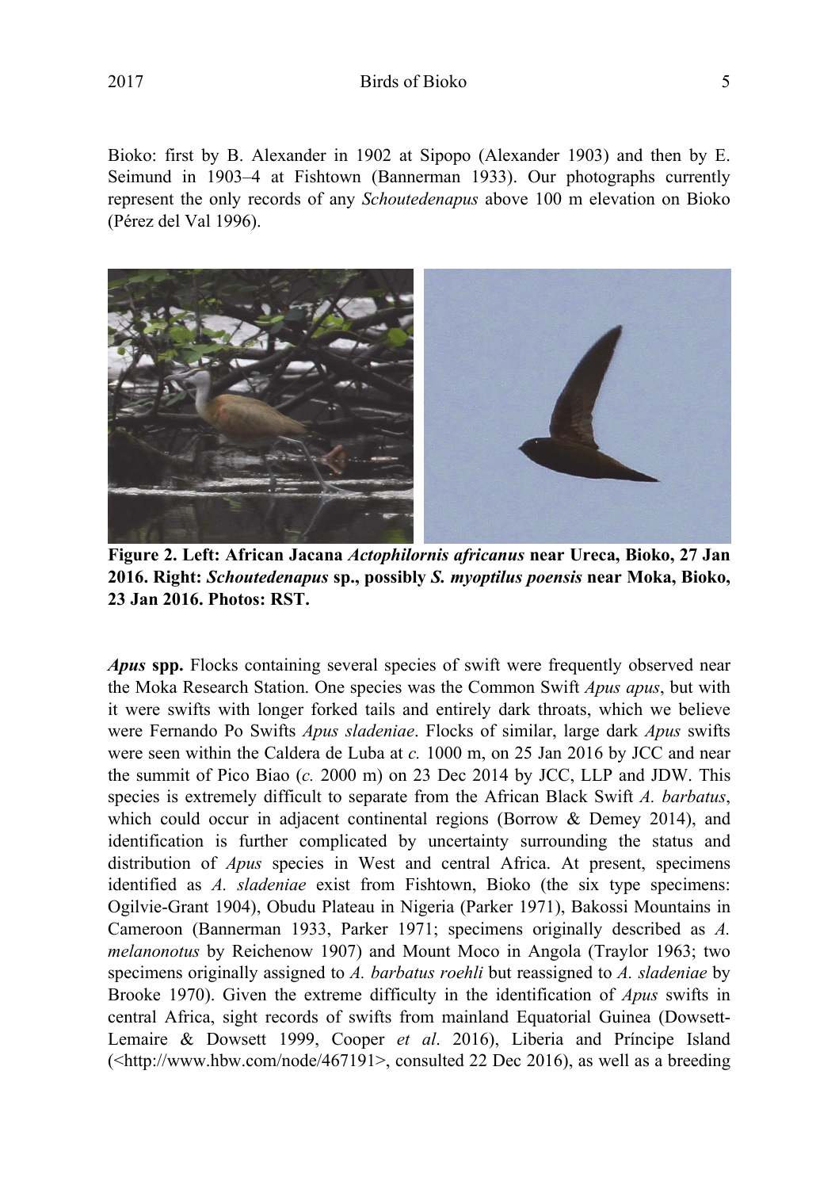Bioko: first by B. Alexander in 1902 at Sipopo (Alexander 1903) and then by E. Seimund in 1903–4 at Fishtown (Bannerman 1933). Our photographs currently represent the only records of any *Schoutedenapus* above 100 m elevation on Bioko (Pérez del Val 1996).

**Figure 2. Left: African Jacana *Actophilornis africanus* near Ureca, Bioko, 27 Jan 2016. Right: *Schoutedenapus* sp., possibly *S. myoptilus poensis* near Moka, Bioko, 23 Jan 2016. Photos: RST.**

***Apus* spp.** Flocks containing several species of swift were frequently observed near the Moka Research Station. One species was the Common Swift *Apus apus*, but with it were swifts with longer forked tails and entirely dark throats, which we believe were Fernando Po Swifts *Apus sladeniae*. Flocks of similar, large dark *Apus* swifts were seen within the Caldera de Luba at *c.* 1000 m, on 25 Jan 2016 by JCC and near the summit of Pico Biao (*c.* 2000 m) on 23 Dec 2014 by JCC, LLP and JDW. This species is extremely difficult to separate from the African Black Swift *A. barbatus*, which could occur in adjacent continental regions (Borrow & Demey 2014), and identification is further complicated by uncertainty surrounding the status and distribution of *Apus* species in West and central Africa. At present, specimens identified as *A. sladeniae* exist from Fishtown, Bioko (the six type specimens: Ogilvie-Grant 1904), Obudu Plateau in Nigeria (Parker 1971), Bakossi Mountains in Cameroon (Bannerman 1933, Parker 1971; specimens originally described as *A. melanonotus* by Reichenow 1907) and Mount Moco in Angola (Traylor 1963; two specimens originally assigned to *A. barbatus roehli* but reassigned to *A. sladeniae* by Brooke 1970). Given the extreme difficulty in the identification of *Apus* swifts in central Africa, sight records of swifts from mainland Equatorial Guinea (Dowsett-Lemaire & Dowsett 1999, Cooper *et al*. 2016), Liberia and Príncipe Island (<http://www.hbw.com/node/467191>, consulted 22 Dec 2016), as well as a breeding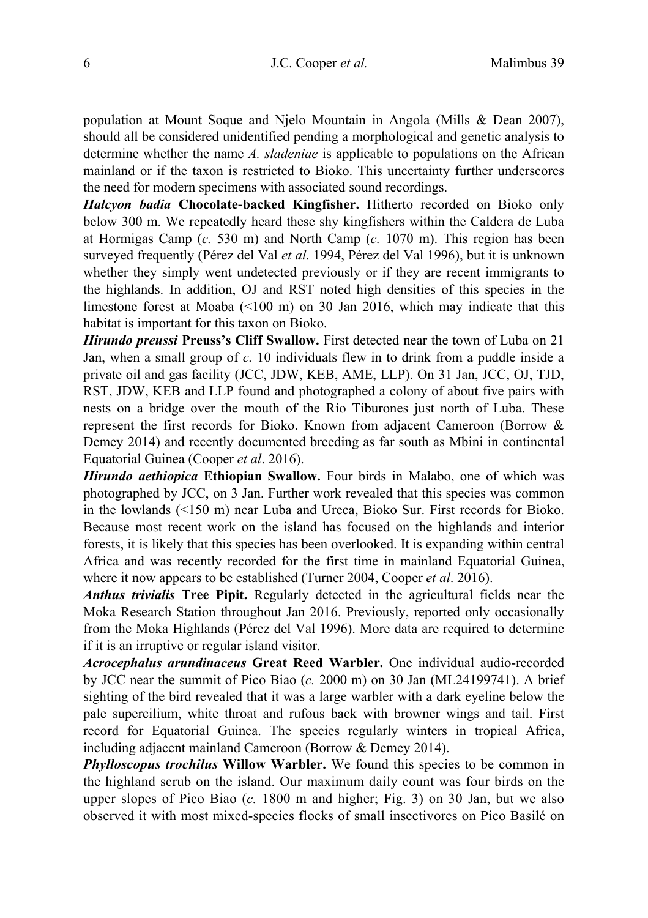population at Mount Soque and Njelo Mountain in Angola (Mills & Dean 2007), should all be considered unidentified pending a morphological and genetic analysis to determine whether the name *A. sladeniae* is applicable to populations on the African mainland or if the taxon is restricted to Bioko. This uncertainty further underscores the need for modern specimens with associated sound recordings.

***Halcyon badia*** **Chocolate-backed Kingfisher.** Hitherto recorded on Bioko only below 300 m. We repeatedly heard these shy kingfishers within the Caldera de Luba at Hormigas Camp (*c.* 530 m) and North Camp (*c.* 1070 m). This region has been surveyed frequently (Pérez del Val *et al*. 1994, Pérez del Val 1996), but it is unknown whether they simply went undetected previously or if they are recent immigrants to the highlands. In addition, OJ and RST noted high densities of this species in the limestone forest at Moaba (<100 m) on 30 Jan 2016, which may indicate that this habitat is important for this taxon on Bioko.

***Hirundo preussi*** **Preuss's Cliff Swallow.** First detected near the town of Luba on 21 Jan, when a small group of *c.* 10 individuals flew in to drink from a puddle inside a private oil and gas facility (JCC, JDW, KEB, AME, LLP). On 31 Jan, JCC, OJ, TJD, RST, JDW, KEB and LLP found and photographed a colony of about five pairs with nests on a bridge over the mouth of the Río Tiburones just north of Luba. These represent the first records for Bioko. Known from adjacent Cameroon (Borrow & Demey 2014) and recently documented breeding as far south as Mbini in continental Equatorial Guinea (Cooper *et al*. 2016).

***Hirundo aethiopica*** **Ethiopian Swallow.** Four birds in Malabo, one of which was photographed by JCC, on 3 Jan. Further work revealed that this species was common in the lowlands (<150 m) near Luba and Ureca, Bioko Sur. First records for Bioko. Because most recent work on the island has focused on the highlands and interior forests, it is likely that this species has been overlooked. It is expanding within central Africa and was recently recorded for the first time in mainland Equatorial Guinea, where it now appears to be established (Turner 2004, Cooper *et al*. 2016).

***Anthus trivialis*** **Tree Pipit.** Regularly detected in the agricultural fields near the Moka Research Station throughout Jan 2016. Previously, reported only occasionally from the Moka Highlands (Pérez del Val 1996). More data are required to determine if it is an irruptive or regular island visitor.

***Acrocephalus arundinaceus*** **Great Reed Warbler.** One individual audio-recorded by JCC near the summit of Pico Biao (*c.* 2000 m) on 30 Jan (ML24199741). A brief sighting of the bird revealed that it was a large warbler with a dark eyeline below the pale supercilium, white throat and rufous back with browner wings and tail. First record for Equatorial Guinea. The species regularly winters in tropical Africa, including adjacent mainland Cameroon (Borrow & Demey 2014).

***Phylloscopus trochilus*** **Willow Warbler.** We found this species to be common in the highland scrub on the island. Our maximum daily count was four birds on the upper slopes of Pico Biao (*c.* 1800 m and higher; Fig. 3) on 30 Jan, but we also observed it with most mixed-species flocks of small insectivores on Pico Basilé on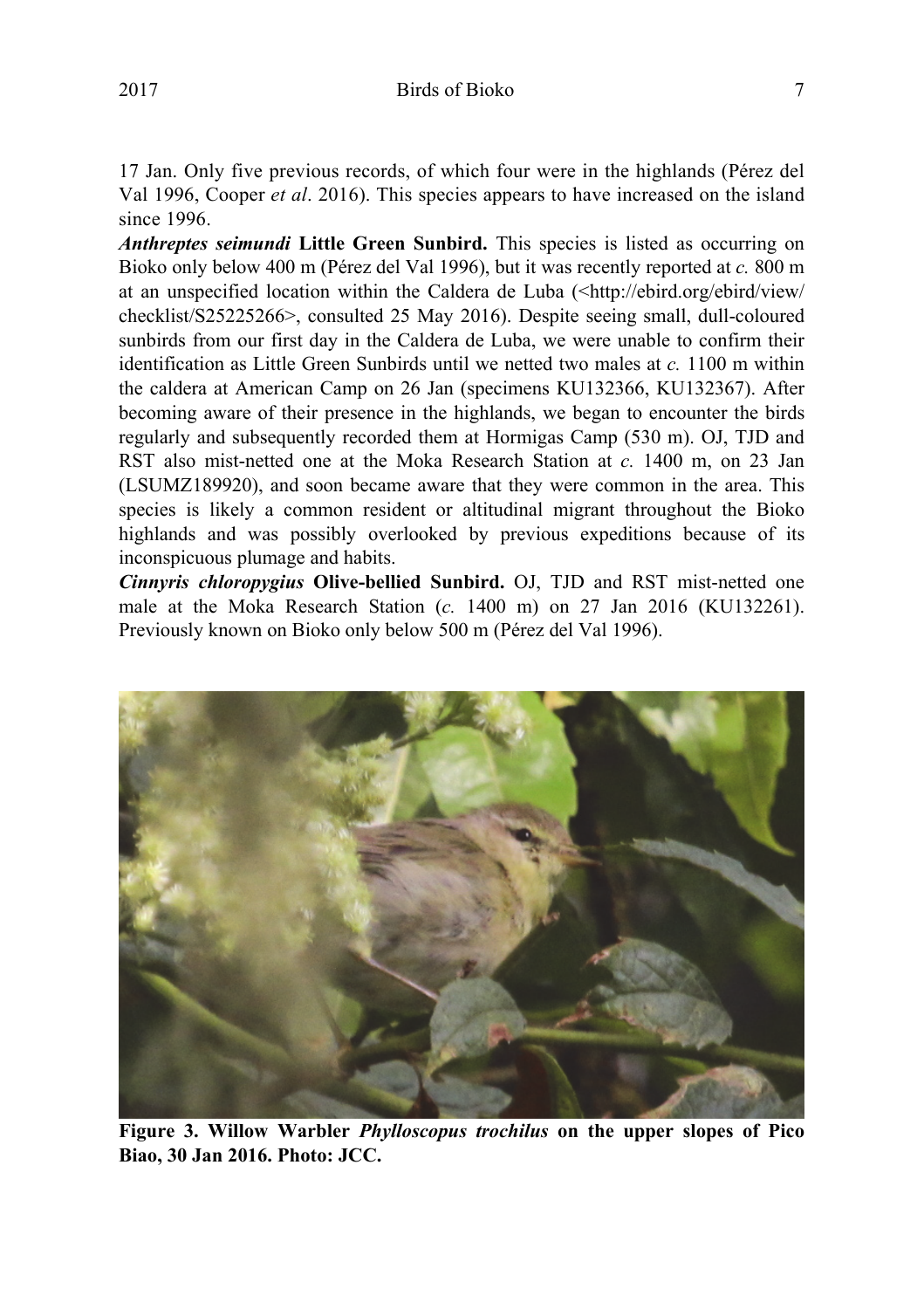17 Jan. Only five previous records, of which four were in the highlands (Pérez del Val 1996, Cooper *et al*. 2016). This species appears to have increased on the island since 1996.

***Anthreptes seimundi*** **Little Green Sunbird.** This species is listed as occurring on Bioko only below 400 m (Pérez del Val 1996), but it was recently reported at *c.* 800 m at an unspecified location within the Caldera de Luba (<http://ebird.org/ebird/view/checklist/S25225266>, consulted 25 May 2016). Despite seeing small, dull-coloured sunbirds from our first day in the Caldera de Luba, we were unable to confirm their identification as Little Green Sunbirds until we netted two males at *c.* 1100 m within the caldera at American Camp on 26 Jan (specimens KU132366, KU132367). After becoming aware of their presence in the highlands, we began to encounter the birds regularly and subsequently recorded them at Hormigas Camp (530 m). OJ, TJD and RST also mist-netted one at the Moka Research Station at *c.* 1400 m, on 23 Jan (LSUMZ189920), and soon became aware that they were common in the area. This species is likely a common resident or altitudinal migrant throughout the Bioko highlands and was possibly overlooked by previous expeditions because of its inconspicuous plumage and habits.

***Cinnyris chloropygius*** **Olive-bellied Sunbird.** OJ, TJD and RST mist-netted one male at the Moka Research Station (*c.* 1400 m) on 27 Jan 2016 (KU132261). Previously known on Bioko only below 500 m (Pérez del Val 1996).

**Figure 3. Willow Warbler *Phylloscopus trochilus* on the upper slopes of Pico Biao, 30 Jan 2016. Photo: JCC.**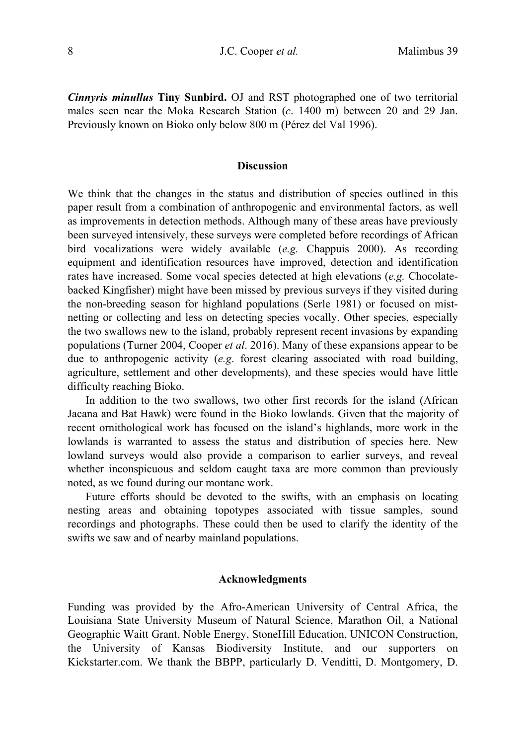***Cinnyris minullus* Tiny Sunbird.** OJ and RST photographed one of two territorial males seen near the Moka Research Station (*c*. 1400 m) between 20 and 29 Jan. Previously known on Bioko only below 800 m (Pérez del Val 1996).

## Discussion

We think that the changes in the status and distribution of species outlined in this paper result from a combination of anthropogenic and environmental factors, as well as improvements in detection methods. Although many of these areas have previously been surveyed intensively, these surveys were completed before recordings of African bird vocalizations were widely available (*e.g.* Chappuis 2000). As recording equipment and identification resources have improved, detection and identification rates have increased. Some vocal species detected at high elevations (*e.g.* Chocolate-backed Kingfisher) might have been missed by previous surveys if they visited during the non-breeding season for highland populations (Serle 1981) or focused on mist-netting or collecting and less on detecting species vocally. Other species, especially the two swallows new to the island, probably represent recent invasions by expanding populations (Turner 2004, Cooper *et al*. 2016). Many of these expansions appear to be due to anthropogenic activity (*e.g*. forest clearing associated with road building, agriculture, settlement and other developments), and these species would have little difficulty reaching Bioko.

In addition to the two swallows, two other first records for the island (African Jacana and Bat Hawk) were found in the Bioko lowlands. Given that the majority of recent ornithological work has focused on the island's highlands, more work in the lowlands is warranted to assess the status and distribution of species here. New lowland surveys would also provide a comparison to earlier surveys, and reveal whether inconspicuous and seldom caught taxa are more common than previously noted, as we found during our montane work.

Future efforts should be devoted to the swifts, with an emphasis on locating nesting areas and obtaining topotypes associated with tissue samples, sound recordings and photographs. These could then be used to clarify the identity of the swifts we saw and of nearby mainland populations.

## Acknowledgments

Funding was provided by the Afro-American University of Central Africa, the Louisiana State University Museum of Natural Science, Marathon Oil, a National Geographic Waitt Grant, Noble Energy, StoneHill Education, UNICON Construction, the University of Kansas Biodiversity Institute, and our supporters on Kickstarter.com. We thank the BBPP, particularly D. Venditti, D. Montgomery, D.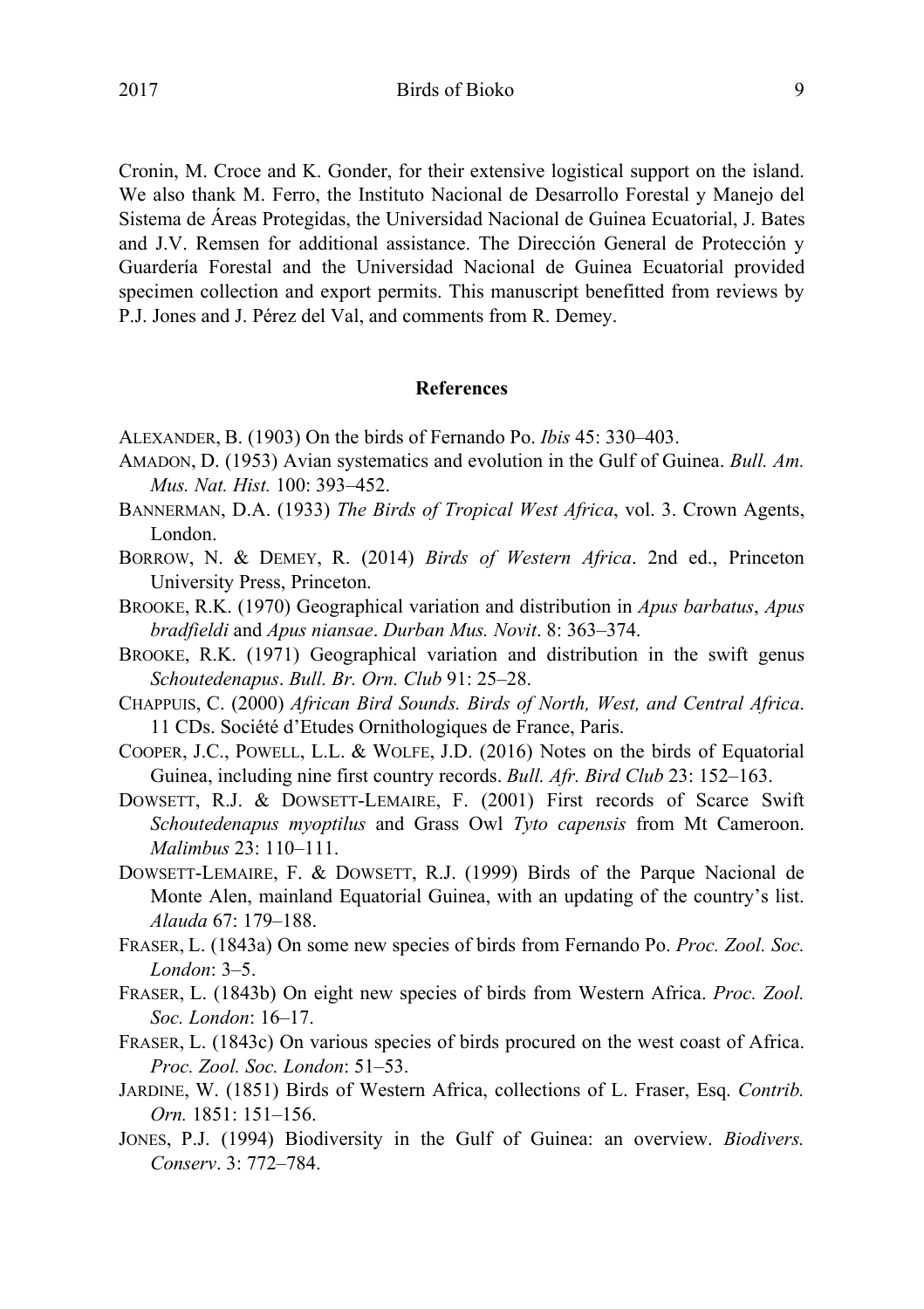Cronin, M. Croce and K. Gonder, for their extensive logistical support on the island. We also thank M. Ferro, the Instituto Nacional de Desarrollo Forestal y Manejo del Sistema de Áreas Protegidas, the Universidad Nacional de Guinea Ecuatorial, J. Bates and J.V. Remsen for additional assistance. The Dirección General de Protección y Guardería Forestal and the Universidad Nacional de Guinea Ecuatorial provided specimen collection and export permits. This manuscript benefitted from reviews by P.J. Jones and J. Pérez del Val, and comments from R. Demey.

## References

ALEXANDER, B. (1903) On the birds of Fernando Po. *Ibis* 45: 330–403.

AMADON, D. (1953) Avian systematics and evolution in the Gulf of Guinea. *Bull. Am. Mus. Nat. Hist.* 100: 393–452.

BANNERMAN, D.A. (1933) *The Birds of Tropical West Africa*, vol. 3. Crown Agents, London.

BORROW, N. & DEMEY, R. (2014) *Birds of Western Africa*. 2nd ed., Princeton University Press, Princeton.

BROOKE, R.K. (1970) Geographical variation and distribution in *Apus barbatus*, *Apus bradfieldi* and *Apus niansae*. *Durban Mus. Novit*. 8: 363–374.

BROOKE, R.K. (1971) Geographical variation and distribution in the swift genus *Schoutedenapus*. *Bull. Br. Orn. Club* 91: 25–28.

CHAPPUIS, C. (2000) *African Bird Sounds. Birds of North, West, and Central Africa*. 11 CDs. Société d'Etudes Ornithologiques de France, Paris.

COOPER, J.C., POWELL, L.L. & WOLFE, J.D. (2016) Notes on the birds of Equatorial Guinea, including nine first country records. *Bull. Afr. Bird Club* 23: 152–163.

DOWSETT, R.J. & DOWSETT-LEMAIRE, F. (2001) First records of Scarce Swift *Schoutedenapus myoptilus* and Grass Owl *Tyto capensis* from Mt Cameroon. *Malimbus* 23: 110–111.

DOWSETT-LEMAIRE, F. & DOWSETT, R.J. (1999) Birds of the Parque Nacional de Monte Alen, mainland Equatorial Guinea, with an updating of the country's list. *Alauda* 67: 179–188.

FRASER, L. (1843a) On some new species of birds from Fernando Po. *Proc. Zool. Soc. London*: 3–5.

FRASER, L. (1843b) On eight new species of birds from Western Africa. *Proc. Zool. Soc. London*: 16–17.

FRASER, L. (1843c) On various species of birds procured on the west coast of Africa. *Proc. Zool. Soc. London*: 51–53.

JARDINE, W. (1851) Birds of Western Africa, collections of L. Fraser, Esq. *Contrib. Orn.* 1851: 151–156.

JONES, P.J. (1994) Biodiversity in the Gulf of Guinea: an overview. *Biodivers. Conserv*. 3: 772–784.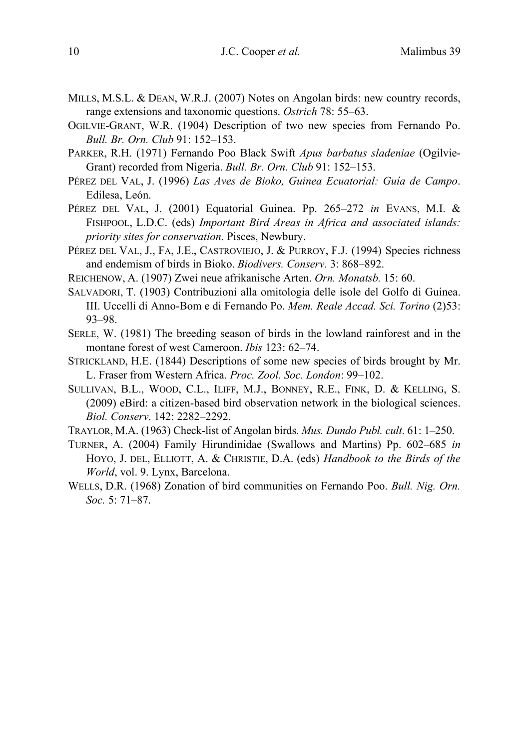MILLS, M.S.L. & DEAN, W.R.J. (2007) Notes on Angolan birds: new country records, range extensions and taxonomic questions. *Ostrich* 78: 55–63.

OGILVIE-GRANT, W.R. (1904) Description of two new species from Fernando Po. *Bull. Br. Orn. Club* 91: 152–153.

PARKER, R.H. (1971) Fernando Poo Black Swift *Apus barbatus sladeniae* (Ogilvie-Grant) recorded from Nigeria. *Bull. Br. Orn. Club* 91: 152–153.

PÉREZ DEL VAL, J. (1996) *Las Aves de Bioko, Guinea Ecuatorial: Guía de Campo*. Edilesa, León.

PÉREZ DEL VAL, J. (2001) Equatorial Guinea. Pp. 265–272 *in* EVANS, M.I. & FISHPOOL, L.D.C. (eds) *Important Bird Areas in Africa and associated islands: priority sites for conservation*. Pisces, Newbury.

PÉREZ DEL VAL, J., FA, J.E., CASTROVIEJO, J. & PURROY, F.J. (1994) Species richness and endemism of birds in Bioko. *Biodivers. Conserv.* 3: 868–892.

REICHENOW, A. (1907) Zwei neue afrikanische Arten. *Orn. Monatsb.* 15: 60.

SALVADORI, T. (1903) Contribuzioni alla omitologia delle isole del Golfo di Guinea. III. Uccelli di Anno-Bom e di Fernando Po. *Mem. Reale Accad. Sci. Torino* (2)53: 93–98.

SERLE, W. (1981) The breeding season of birds in the lowland rainforest and in the montane forest of west Cameroon. *Ibis* 123: 62–74.

STRICKLAND, H.E. (1844) Descriptions of some new species of birds brought by Mr. L. Fraser from Western Africa. *Proc. Zool. Soc. London*: 99–102.

SULLIVAN, B.L., WOOD, C.L., ILIFF, M.J., BONNEY, R.E., FINK, D. & KELLING, S. (2009) eBird: a citizen-based bird observation network in the biological sciences. *Biol. Conserv*. 142: 2282–2292.

TRAYLOR, M.A. (1963) Check-list of Angolan birds. *Mus. Dundo Publ. cult*. 61: 1–250.

TURNER, A. (2004) Family Hirundinidae (Swallows and Martins) Pp. 602–685 *in* HOYO, J. DEL, ELLIOTT, A. & CHRISTIE, D.A. (eds) *Handbook to the Birds of the World*, vol. 9. Lynx, Barcelona.

WELLS, D.R. (1968) Zonation of bird communities on Fernando Poo. *Bull. Nig. Orn. Soc.* 5: 71–87.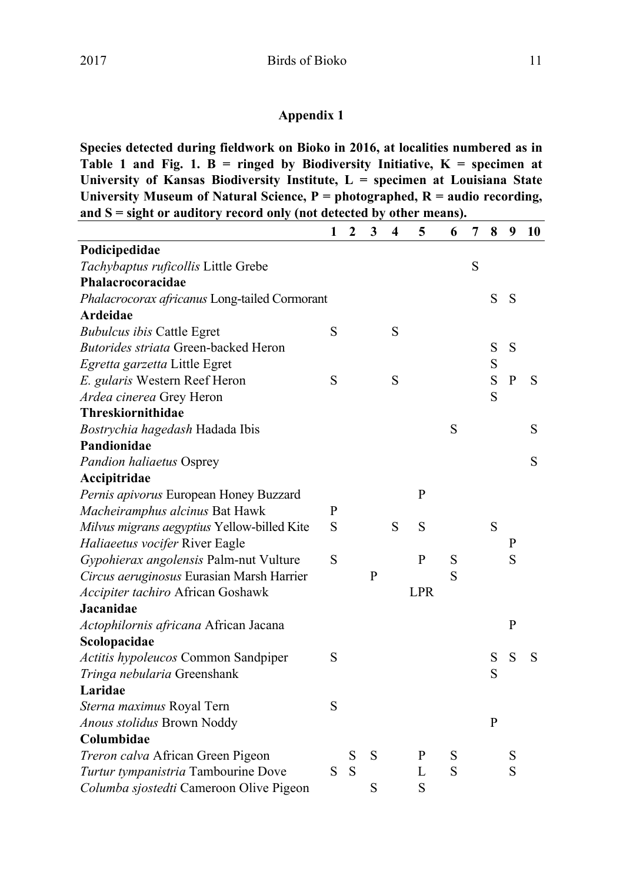## Appendix 1

**Species detected during fieldwork on Bioko in 2016, at localities numbered as in Table 1 and Fig. 1. B = ringed by Biodiversity Initiative, K = specimen at University of Kansas Biodiversity Institute, L = specimen at Louisiana State University Museum of Natural Science, P = photographed, R = audio recording, and S = sight or auditory record only (not detected by other means).**

| | 1 | 2 | 3 | 4 | 5 | 6 | 7 | 8 | 9 | 10 |
|---|---|---|---|---|---|---|---|---|---|---|
| **Podicipedidae** | | | | | | | | | | |
| *Tachybaptus ruficollis* Little Grebe | | | | | | | S | | | |
| **Phalacrocoracidae** | | | | | | | | | | |
| *Phalacrocorax africanus* Long-tailed Cormorant | | | | | | | | S | S | |
| **Ardeidae** | | | | | | | | | | |
| *Bubulcus ibis* Cattle Egret | S | | | S | | | | | | |
| *Butorides striata* Green-backed Heron | | | | | | | | S | S | |
| *Egretta garzetta* Little Egret | | | | | | | | S | | |
| *E. gularis* Western Reef Heron | S | | | S | | | | S | P | S |
| *Ardea cinerea* Grey Heron | | | | | | | | S | | |
| **Threskiornithidae** | | | | | | | | | | |
| *Bostrychia hagedash* Hadada Ibis | | | | | | S | | | | S |
| **Pandionidae** | | | | | | | | | | |
| *Pandion haliaetus* Osprey | | | | | | | | | | S |
| **Accipitridae** | | | | | | | | | | |
| *Pernis apivorus* European Honey Buzzard | | | | | P | | | | | |
| *Macheiramphus alcinus* Bat Hawk | P | | | | | | | | | |
| *Milvus migrans aegyptius* Yellow-billed Kite | S | | | S | S | | | S | | |
| *Haliaeetus vocifer* River Eagle | | | | | | | | | P | |
| *Gypohierax angolensis* Palm-nut Vulture | S | | | | P | S | | | S | |
| *Circus aeruginosus* Eurasian Marsh Harrier | | | P | | | S | | | | |
| *Accipiter tachiro* African Goshawk | | | | | LPR | | | | | |
| **Jacanidae** | | | | | | | | | | |
| *Actophilornis africana* African Jacana | | | | | | | | | P | |
| **Scolopacidae** | | | | | | | | | | |
| *Actitis hypoleucos* Common Sandpiper | S | | | | | | | S | S | S |
| *Tringa nebularia* Greenshank | | | | | | | | S | | |
| **Laridae** | | | | | | | | | | |
| *Sterna maximus* Royal Tern | S | | | | | | | | | |
| *Anous stolidus* Brown Noddy | | | | | | | | P | | |
| **Columbidae** | | | | | | | | | | |
| *Treron calva* African Green Pigeon | | S | S | | P | S | | | S | |
| *Turtur tympanistria* Tambourine Dove | S | S | | | L | S | | | S | |
| *Columba sjostedti* Cameroon Olive Pigeon | | | S | | S | | | | | |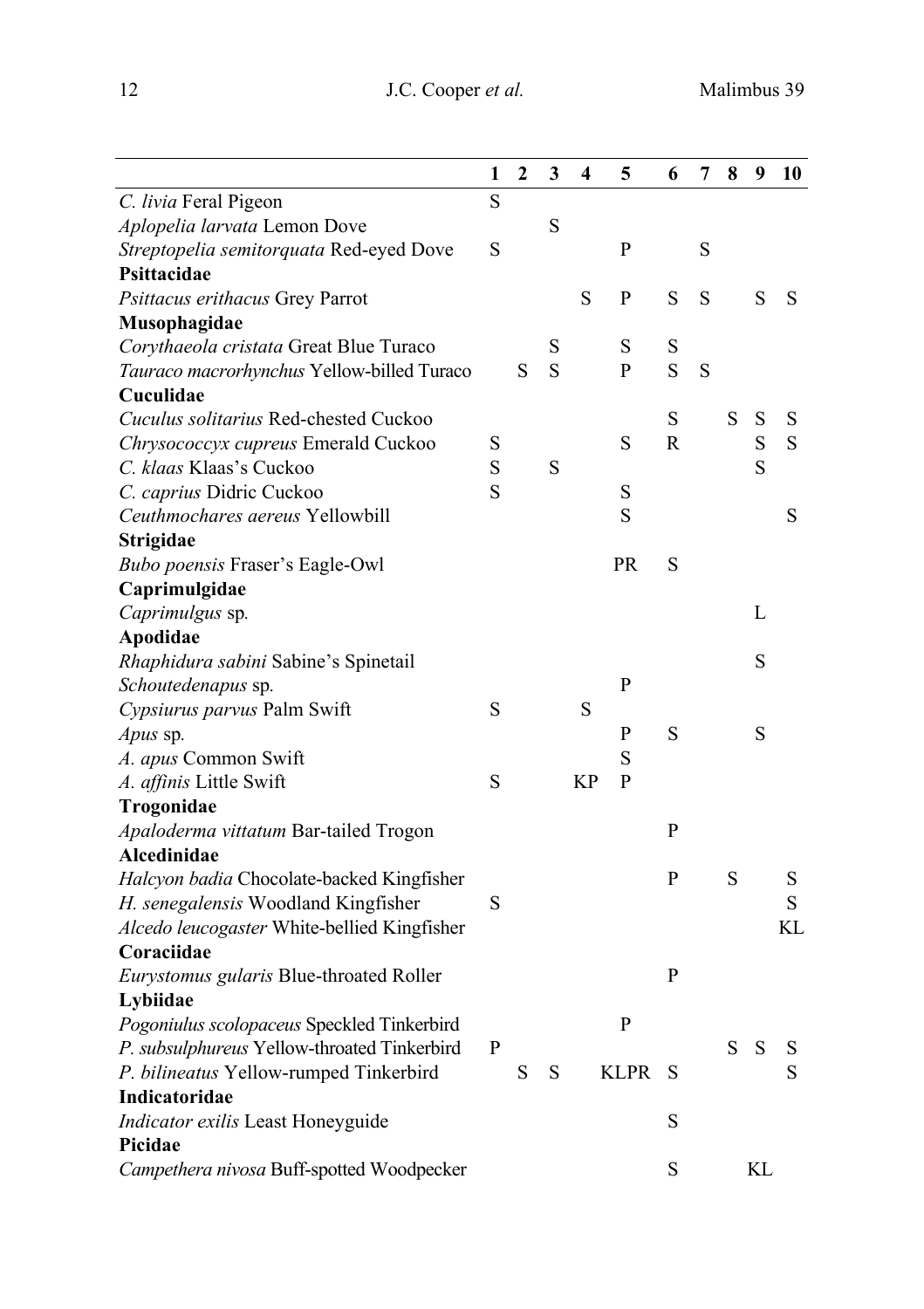| | 1 | 2 | 3 | 4 | 5 | 6 | 7 | 8 | 9 | 10 |
|---|---|---|---|---|---|---|---|---|---|---|
| *C. livia* Feral Pigeon | S | | | | | | | | | |
| *Aplopelia larvata* Lemon Dove | | | S | | | | | | | |
| *Streptopelia semitorquata* Red-eyed Dove | S | | | | P | | S | | | |
| **Psittacidae** | | | | | | | | | | |
| *Psittacus erithacus* Grey Parrot | | | | S | P | S | S | | S | S |
| **Musophagidae** | | | | | | | | | | |
| *Corythaeola cristata* Great Blue Turaco | | | S | | S | S | | | | |
| *Tauraco macrorhynchus* Yellow-billed Turaco | | S | S | | P | S | S | | | |
| **Cuculidae** | | | | | | | | | | |
| *Cuculus solitarius* Red-chested Cuckoo | | | | | | S | | S | S | S |
| *Chrysococcyx cupreus* Emerald Cuckoo | S | | | | S | R | | | S | S |
| *C. klaas* Klaas's Cuckoo | S | | S | | | | | | S | |
| *C. caprius* Didric Cuckoo | S | | | | S | | | | | |
| *Ceuthmochares aereus* Yellowbill | | | | | S | | | | | S |
| **Strigidae** | | | | | | | | | | |
| *Bubo poensis* Fraser's Eagle-Owl | | | | | PR | S | | | | |
| **Caprimulgidae** | | | | | | | | | | |
| *Caprimulgus* sp. | | | | | | | | | L | |
| **Apodidae** | | | | | | | | | | |
| *Rhaphidura sabini* Sabine's Spinetail | | | | | | | | | S | |
| *Schoutedenapus* sp. | | | | | P | | | | | |
| *Cypsiurus parvus* Palm Swift | S | | | S | | | | | | |
| *Apus* sp. | | | | | P | S | | | S | |
| *A. apus* Common Swift | | | | | S | | | | | |
| *A. affinis* Little Swift | S | | | KP | P | | | | | |
| **Trogonidae** | | | | | | | | | | |
| *Apaloderma vittatum* Bar-tailed Trogon | | | | | | P | | | | |
| **Alcedinidae** | | | | | | | | | | |
| *Halcyon badia* Chocolate-backed Kingfisher | | | | | | P | | S | | S |
| *H. senegalensis* Woodland Kingfisher | S | | | | | | | | | S |
| *Alcedo leucogaster* White-bellied Kingfisher | | | | | | | | | | KL |
| **Coraciidae** | | | | | | | | | | |
| *Eurystomus gularis* Blue-throated Roller | | | | | | P | | | | |
| **Lybiidae** | | | | | | | | | | |
| *Pogoniulus scolopaceus* Speckled Tinkerbird | | | | | P | | | | | |
| *P. subsulphureus* Yellow-throated Tinkerbird | P | | | | | | | S | S | S |
| *P. bilineatus* Yellow-rumped Tinkerbird | | S | S | | KLPR | S | | | | S |
| **Indicatoridae** | | | | | | | | | | |
| *Indicator exilis* Least Honeyguide | | | | | | S | | | | |
| **Picidae** | | | | | | | | | | |
| *Campethera nivosa* Buff-spotted Woodpecker | | | | | | S | | | KL | |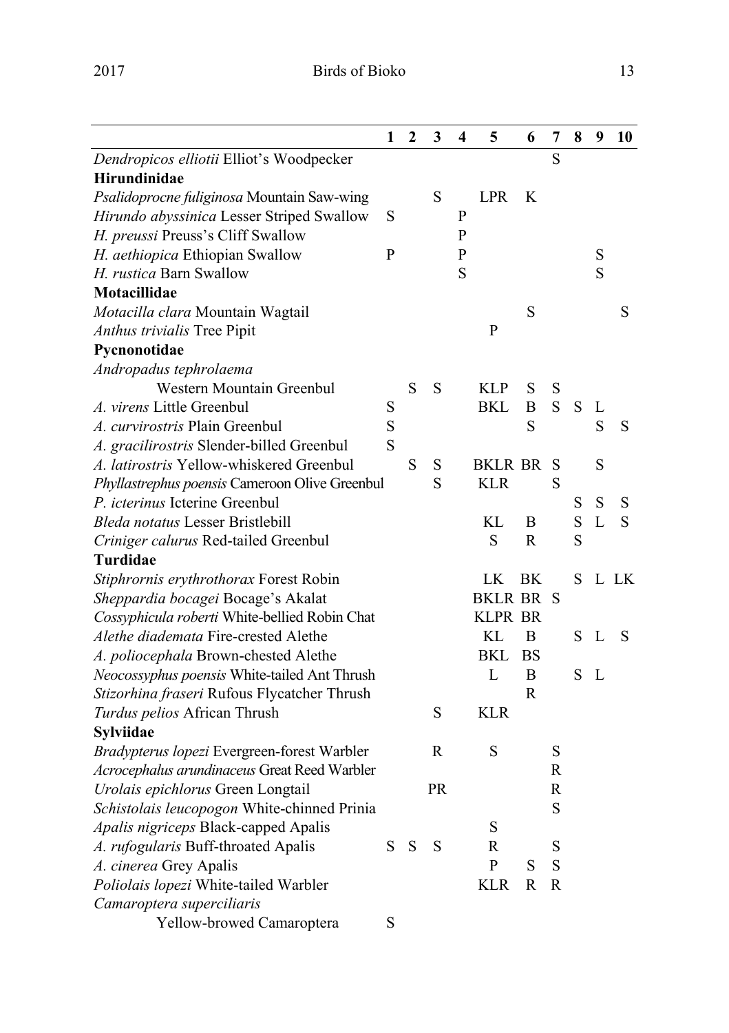| | 1 | 2 | 3 | 4 | 5 | 6 | 7 | 8 | 9 | 10 |
|---|---|---|---|---|---|---|---|---|---|---|
| *Dendropicos elliotii* Elliot's Woodpecker | | | | | | | S | | | |
| **Hirundinidae** | | | | | | | | | | |
| *Psalidoprocne fuliginosa* Mountain Saw-wing | | | S | | LPR | K | | | | |
| *Hirundo abyssinica* Lesser Striped Swallow | S | | | P | | | | | | |
| *H. preussi* Preuss's Cliff Swallow | | | | P | | | | | | |
| *H. aethiopica* Ethiopian Swallow | P | | | P | | | | | S | |
| *H. rustica* Barn Swallow | | | | S | | | | | S | |
| **Motacillidae** | | | | | | | | | | |
| *Motacilla clara* Mountain Wagtail | | | | | | S | | | | S |
| *Anthus trivialis* Tree Pipit | | | | | P | | | | | |
| **Pycnonotidae** | | | | | | | | | | |
| *Andropadus tephrolaema* Western Mountain Greenbul | | S | S | | KLP | S | S | | | |
| *A. virens* Little Greenbul | S | | | | BKL | B | S | S | L | |
| *A. curvirostris* Plain Greenbul | S | | | | | S | | | S | S |
| *A. gracilirostris* Slender-billed Greenbul | S | | | | | | | | | |
| *A. latirostris* Yellow-whiskered Greenbul | | S | S | | BKLR | BR | S | | S | |
| *Phyllastrephus poensis* Cameroon Olive Greenbul | | | S | | KLR | | S | | | |
| *P. icterinus* Icterine Greenbul | | | | | | | | S | S | S |
| *Bleda notatus* Lesser Bristlebill | | | | | KL | B | | S | L | S |
| *Criniger calurus* Red-tailed Greenbul | | | | | S | R | | S | | |
| **Turdidae** | | | | | | | | | | |
| *Stiphrornis erythrothorax* Forest Robin | | | | | LK | BK | | S | L | LK |
| *Sheppardia bocagei* Bocage's Akalat | | | | | BKLR | BR | S | | | |
| *Cossyphicula roberti* White-bellied Robin Chat | | | | | KLPR | BR | | | | |
| *Alethe diademata* Fire-crested Alethe | | | | | KL | B | | S | L | S |
| *A. poliocephala* Brown-chested Alethe | | | | | BKL | BS | | | | |
| *Neocossyphus poensis* White-tailed Ant Thrush | | | | | L | B | | S | L | |
| *Stizorhina fraseri* Rufous Flycatcher Thrush | | | | | | R | | | | |
| *Turdus pelios* African Thrush | | | S | | KLR | | | | | |
| **Sylviidae** | | | | | | | | | | |
| *Bradypterus lopezi* Evergreen-forest Warbler | | | R | | S | | S | | | |
| *Acrocephalus arundinaceus* Great Reed Warbler | | | | | | | R | | | |
| *Urolais epichlorus* Green Longtail | | | PR | | | | R | | | |
| *Schistolais leucopogon* White-chinned Prinia | | | | | | | S | | | |
| *Apalis nigriceps* Black-capped Apalis | | | | | S | | | | | |
| *A. rufogularis* Buff-throated Apalis | S | S | S | | R | | S | | | |
| *A. cinerea* Grey Apalis | | | | | P | S | S | | | |
| *Poliolais lopezi* White-tailed Warbler | | | | | KLR | R | R | | | |
| *Camaroptera superciliaris* Yellow-browed Camaroptera | S | | | | | | | | | |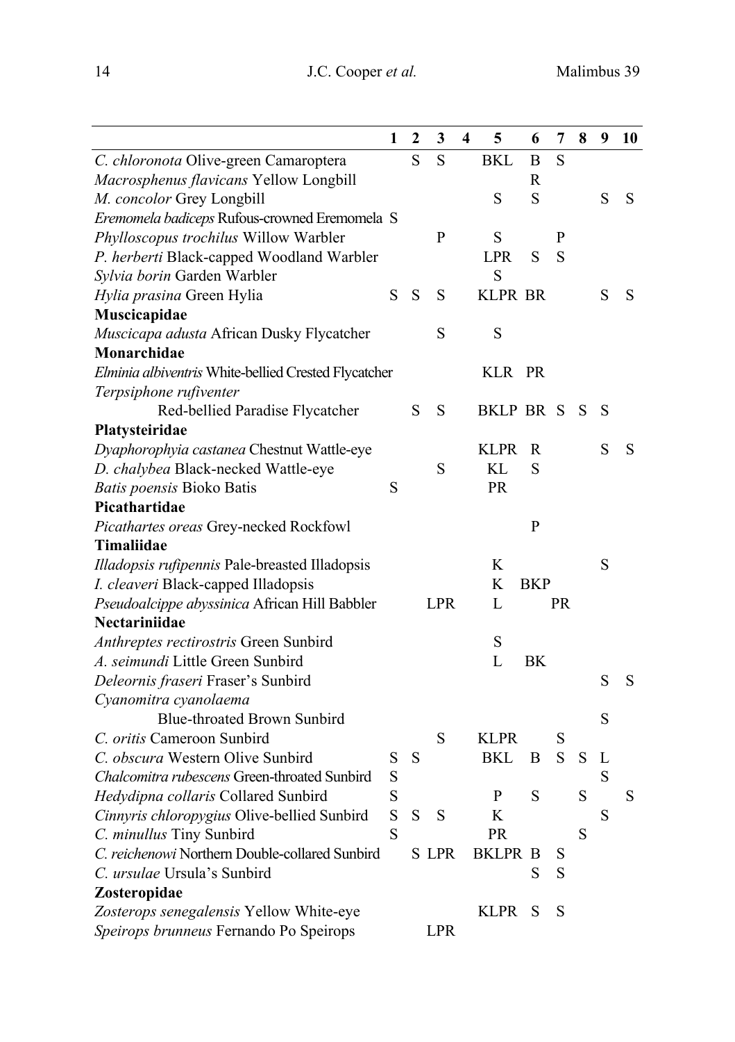| | 1 | 2 | 3 | 4 | 5 | 6 | 7 | 8 | 9 | 10 |
|---|---|---|---|---|---|---|---|---|---|---|
| *C. chloronota* Olive-green Camaroptera | | S | S | | BKL | B | S | | | |
| *Macrosphenus flavicans* Yellow Longbill | | | | | | R | | | | |
| *M. concolor* Grey Longbill | | | | | S | S | | | S | S |
| *Eremomela badiceps* Rufous-crowned Eremomela | S | | | | | | | | | |
| *Phylloscopus trochilus* Willow Warbler | | | P | | S | | P | | | |
| *P. herberti* Black-capped Woodland Warbler | | | | | LPR | S | S | | | |
| *Sylvia borin* Garden Warbler | | | | | S | | | | | |
| *Hylia prasina* Green Hylia | S | S | S | | KLPR | BR | | | S | S |
| **Muscicapidae** | | | | | | | | | | |
| *Muscicapa adusta* African Dusky Flycatcher | | | S | | S | | | | | |
| **Monarchidae** | | | | | | | | | | |
| *Elminia albiventris* White-bellied Crested Flycatcher | | | | | KLR | PR | | | | |
| *Terpsiphone rufiventer* Red-bellied Paradise Flycatcher | | S | S | | BKLP | BR | S | S | S | |
| **Platysteiridae** | | | | | | | | | | |
| *Dyaphorophyia castanea* Chestnut Wattle-eye | | | | | KLPR | R | | | S | S |
| *D. chalybea* Black-necked Wattle-eye | | | S | | KL | S | | | | |
| *Batis poensis* Bioko Batis | S | | | | PR | | | | | |
| **Picathartidae** | | | | | | | | | | |
| *Picathartes oreas* Grey-necked Rockfowl | | | | | | P | | | | |
| **Timaliidae** | | | | | | | | | | |
| *Illadopsis rufipennis* Pale-breasted Illadopsis | | | | | K | | | | S | |
| *I. cleaveri* Black-capped Illadopsis | | | | | K | BKP | | | | |
| *Pseudoalcippe abyssinica* African Hill Babbler | | | LPR | | L | | PR | | | |
| **Nectariniidae** | | | | | | | | | | |
| *Anthreptes rectirostris* Green Sunbird | | | | | S | | | | | |
| *A. seimundi* Little Green Sunbird | | | | | L | BK | | | | |
| *Deleornis fraseri* Fraser's Sunbird | | | | | | | | | S | S |
| *Cyanomitra cyanolaema* Blue-throated Brown Sunbird | | | | | | | | | S | |
| *C. oritis* Cameroon Sunbird | | | S | | KLPR | | S | | | |
| *C. obscura* Western Olive Sunbird | S | S | | | BKL | B | S | S | L | |
| *Chalcomitra rubescens* Green-throated Sunbird | S | | | | | | | | S | |
| *Hedydipna collaris* Collared Sunbird | S | | | | P | S | | S | | S |
| *Cinnyris chloropygius* Olive-bellied Sunbird | S | S | S | | K | | | | S | |
| *C. minullus* Tiny Sunbird | S | | | | PR | | | S | | |
| *C. reichenowi* Northern Double-collared Sunbird | | S | LPR | | BKLPR | B | S | | | |
| *C. ursulae* Ursula's Sunbird | | | | | | S | S | | | |
| **Zosteropidae** | | | | | | | | | | |
| *Zosterops senegalensis* Yellow White-eye | | | | | KLPR | S | S | | | |
| *Speirops brunneus* Fernando Po Speirops | | | LPR | | | | | | | |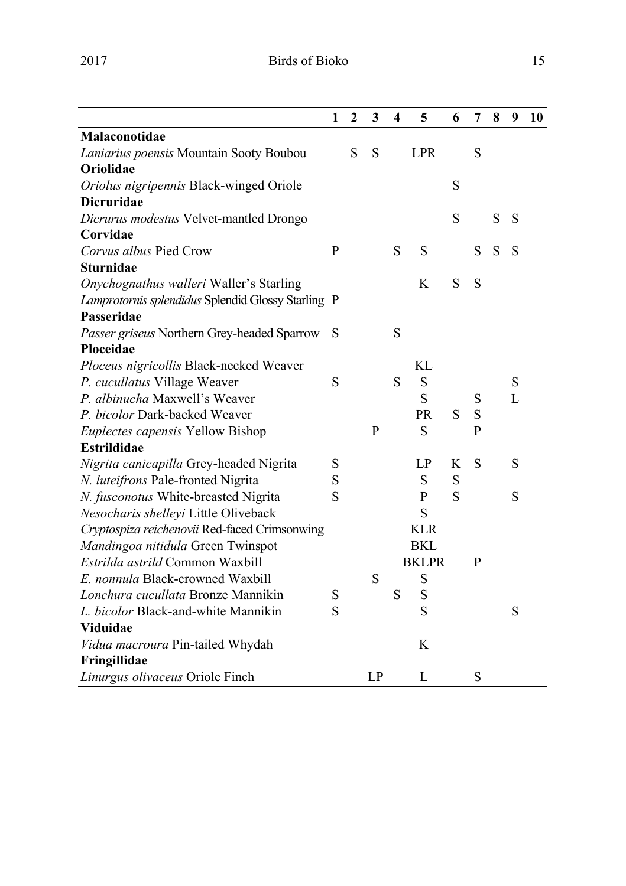| | 1 | 2 | 3 | 4 | 5 | 6 | 7 | 8 | 9 | 10 |
|---|---|---|---|---|---|---|---|---|---|---|
| **Malaconotidae** | | | | | | | | | | |
| *Laniarius poensis* Mountain Sooty Boubou | | S | S | | LPR | | S | | | |
| **Oriolidae** | | | | | | | | | | |
| *Oriolus nigripennis* Black-winged Oriole | | | | | | S | | | | |
| **Dicruridae** | | | | | | | | | | |
| *Dicrurus modestus* Velvet-mantled Drongo | | | | | | S | | S | S | |
| **Corvidae** | | | | | | | | | | |
| *Corvus albus* Pied Crow | P | | | S | S | | S | S | S | |
| **Sturnidae** | | | | | | | | | | |
| *Onychognathus walleri* Waller's Starling | | | | | K | S | S | | | |
| *Lamprotornis splendidus* Splendid Glossy Starling | P | | | | | | | | | |
| **Passeridae** | | | | | | | | | | |
| *Passer griseus* Northern Grey-headed Sparrow | S | | | S | | | | | | |
| **Ploceidae** | | | | | | | | | | |
| *Ploceus nigricollis* Black-necked Weaver | | | | | KL | | | | | |
| *P. cucullatus* Village Weaver | S | | | S | S | | | | S | |
| *P. albinucha* Maxwell's Weaver | | | | | S | | S | | L | |
| *P. bicolor* Dark-backed Weaver | | | | | PR | S | S | | | |
| *Euplectes capensis* Yellow Bishop | | | P | | S | | P | | | |
| **Estrildidae** | | | | | | | | | | |
| *Nigrita canicapilla* Grey-headed Nigrita | S | | | | LP | K | S | | S | |
| *N. luteifrons* Pale-fronted Nigrita | S | | | | S | S | | | | |
| *N. fusconotus* White-breasted Nigrita | S | | | | P | S | | | S | |
| *Nesocharis shelleyi* Little Oliveback | | | | | S | | | | | |
| *Cryptospiza reichenovii* Red-faced Crimsonwing | | | | | KLR | | | | | |
| *Mandingoa nitidula* Green Twinspot | | | | | BKL | | | | | |
| *Estrilda astrild* Common Waxbill | | | | | BKLPR | | P | | | |
| *E. nonnula* Black-crowned Waxbill | | | S | | S | | | | | |
| *Lonchura cucullata* Bronze Mannikin | S | | | S | S | | | | | |
| *L. bicolor* Black-and-white Mannikin | S | | | | S | | | | S | |
| **Viduidae** | | | | | | | | | | |
| *Vidua macroura* Pin-tailed Whydah | | | | | K | | | | | |
| **Fringillidae** | | | | | | | | | | |
| *Linurgus olivaceus* Oriole Finch | | | LP | | L | | S | | | |